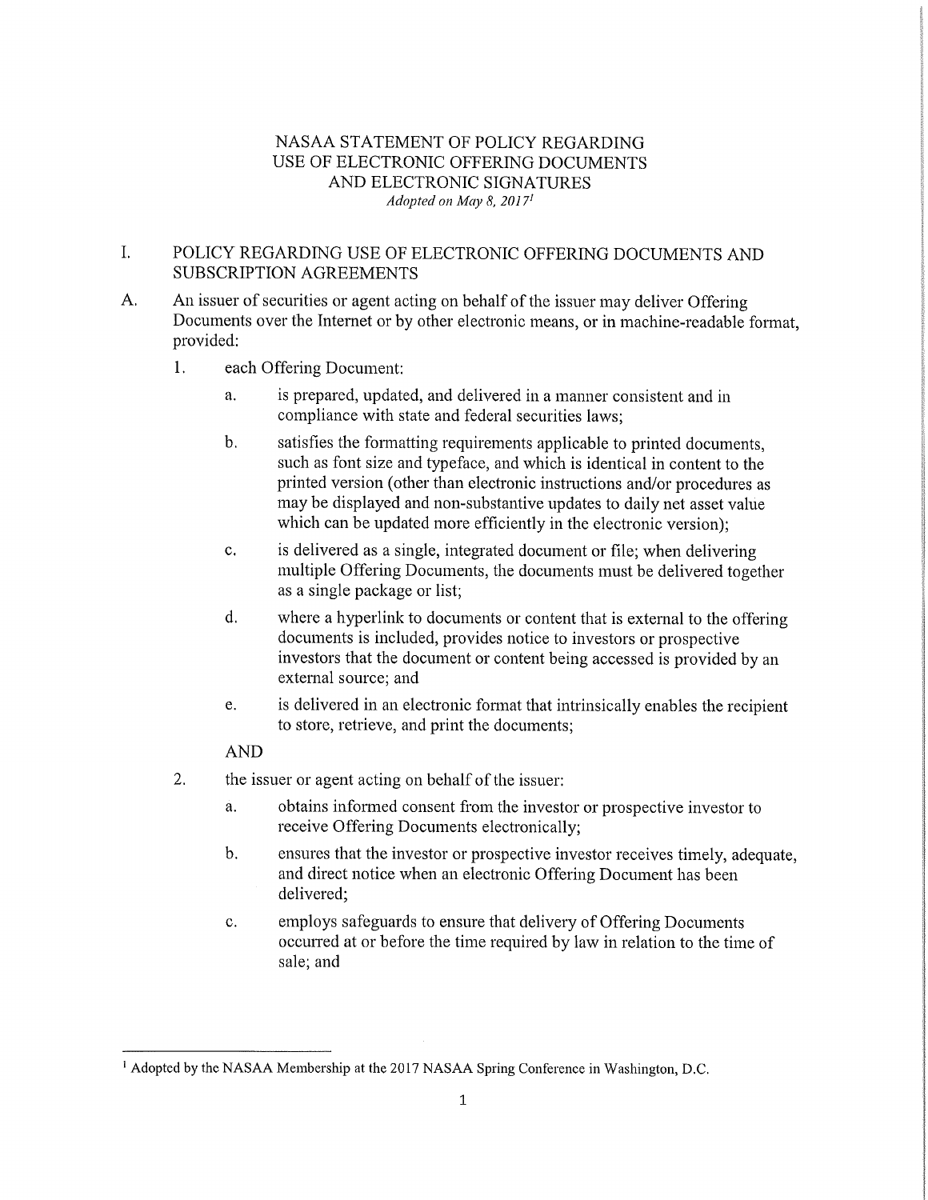# NASA A STATEMENT OF POLICY REGARDING USE OF ELECTRONIC OFFERING DOCUMENTS AND ELECTRONIC SIGNATURES

*Adopted on May 8, 2017*[1]

## I. POLICY REGARDING USE OF ELECTRONIC OFFERING DOCUMENTS AND SUBSCRIPTION AGREEMENTS

A. An issuer of securities or agent acting on behalf of the issuer may deliver Offering Documents over the Internet or by other electronic means, or in machine-readable format, provided:

1. each Offering Document:

   a. is prepared, updated, and delivered in a manner consistent and in compliance with state and federal securities laws;

   b. satisfies the formatting requirements applicable to printed documents, such as font size and typeface, and which is identical in content to the printed version (other than electronic instructions and/or procedures as may be displayed and non-substantive updates to daily net asset value which can be updated more efficiently in the electronic version);

   c. is delivered as a single, integrated document or file; when delivering multiple Offering Documents, the documents must be delivered together as a single package or list;

   d. where a hyperlink to documents or content that is external to the offering documents is included, provides notice to investors or prospective investors that the document or content being accessed is provided by an external source; and

   e. is delivered in an electronic format that intrinsically enables the recipient to store, retrieve, and print the documents;

   AND

2. the issuer or agent acting on behalf of the issuer:

   a. obtains informed consent from the investor or prospective investor to receive Offering Documents electronically;

   b. ensures that the investor or prospective investor receives timely, adequate, and direct notice when an electronic Offering Document has been delivered;

   c. employs safeguards to ensure that delivery of Offering Documents occurred at or before the time required by law in relation to the time of sale; and

---

[1] Adopted by the NASAA Membership at the 2017 NASAA Spring Conference in Washington, D.C.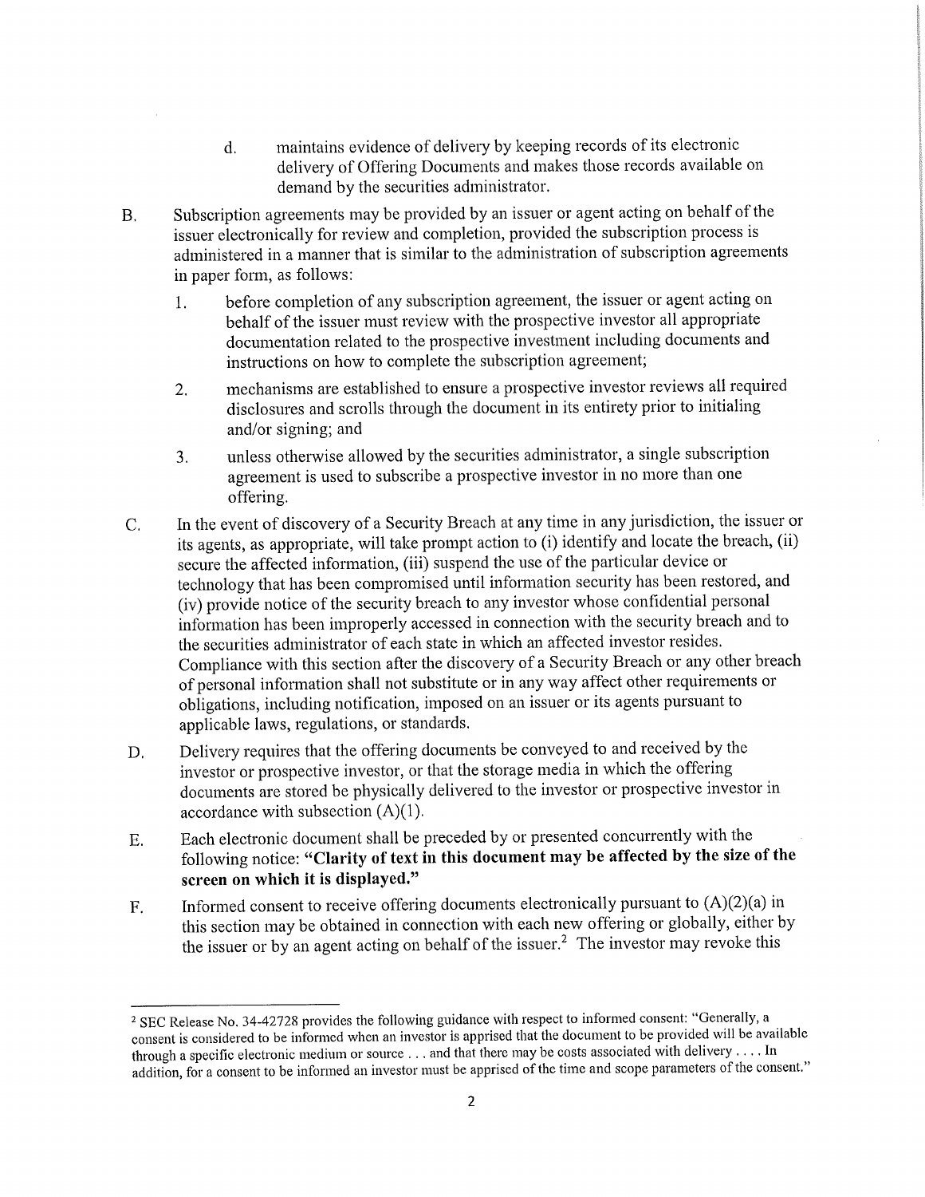d. maintains evidence of delivery by keeping records of its electronic delivery of Offering Documents and makes those records available on demand by the securities administrator.

B. Subscription agreements may be provided by an issuer or agent acting on behalf of the issuer electronically for review and completion, provided the subscription process is administered in a manner that is similar to the administration of subscription agreements in paper form, as follows:

1. before completion of any subscription agreement, the issuer or agent acting on behalf of the issuer must review with the prospective investor all appropriate documentation related to the prospective investment including documents and instructions on how to complete the subscription agreement;

2. mechanisms are established to ensure a prospective investor reviews all required disclosures and scrolls through the document in its entirety prior to initialing and/or signing; and

3. unless otherwise allowed by the securities administrator, a single subscription agreement is used to subscribe a prospective investor in no more than one offering.

C. In the event of discovery of a Security Breach at any time in any jurisdiction, the issuer or its agents, as appropriate, will take prompt action to (i) identify and locate the breach, (ii) secure the affected information, (iii) suspend the use of the particular device or technology that has been compromised until information security has been restored, and (iv) provide notice of the security breach to any investor whose confidential personal information has been improperly accessed in connection with the security breach and to the securities administrator of each state in which an affected investor resides. Compliance with this section after the discovery of a Security Breach or any other breach of personal information shall not substitute or in any way affect other requirements or obligations, including notification, imposed on an issuer or its agents pursuant to applicable laws, regulations, or standards.

D. Delivery requires that the offering documents be conveyed to and received by the investor or prospective investor, or that the storage media in which the offering documents are stored be physically delivered to the investor or prospective investor in accordance with subsection (A)(1).

E. Each electronic document shall be preceded by or presented concurrently with the following notice: **"Clarity of text in this document may be affected by the size of the screen on which it is displayed."**

F. Informed consent to receive offering documents electronically pursuant to (A)(2)(a) in this section may be obtained in connection with each new offering or globally, either by the issuer or by an agent acting on behalf of the issuer.[2] The investor may revoke this

---

[2] SEC Release No. 34-42728 provides the following guidance with respect to informed consent: "Generally, a consent is considered to be informed when an investor is apprised that the document to be provided will be available through a specific electronic medium or source . . . and that there may be costs associated with delivery . . . . In addition, for a consent to be informed an investor must be apprised of the time and scope parameters of the consent."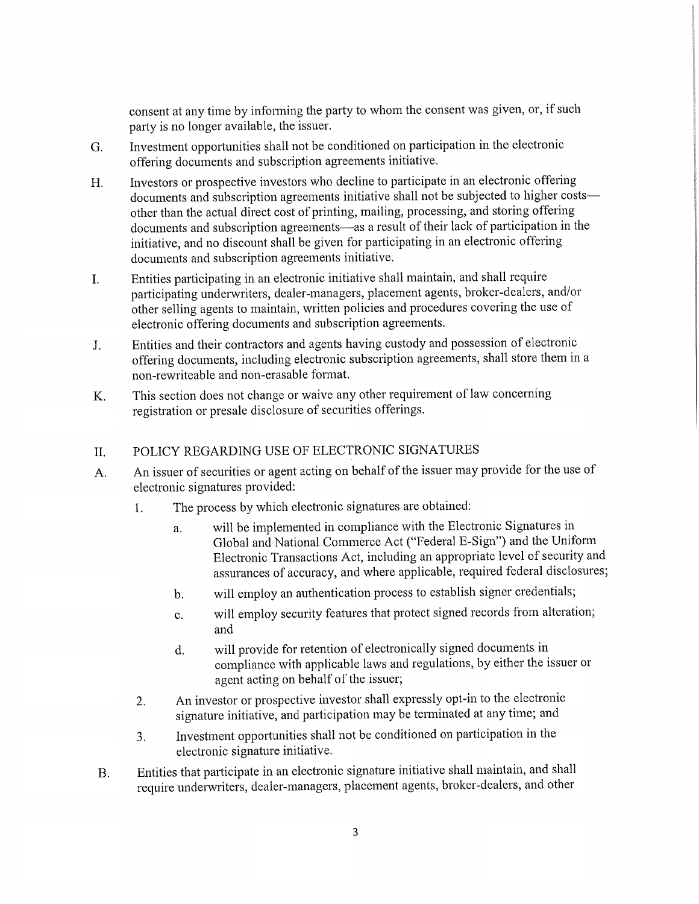consent at any time by informing the party to whom the consent was given, or, if such party is no longer available, the issuer.

G. Investment opportunities shall not be conditioned on participation in the electronic offering documents and subscription agreements initiative.

H. Investors or prospective investors who decline to participate in an electronic offering documents and subscription agreements initiative shall not be subjected to higher costs—other than the actual direct cost of printing, mailing, processing, and storing offering documents and subscription agreements—as a result of their lack of participation in the initiative, and no discount shall be given for participating in an electronic offering documents and subscription agreements initiative.

I. Entities participating in an electronic initiative shall maintain, and shall require participating underwriters, dealer-managers, placement agents, broker-dealers, and/or other selling agents to maintain, written policies and procedures covering the use of electronic offering documents and subscription agreements.

J. Entities and their contractors and agents having custody and possession of electronic offering documents, including electronic subscription agreements, shall store them in a non-rewriteable and non-erasable format.

K. This section does not change or waive any other requirement of law concerning registration or presale disclosure of securities offerings.

## II. POLICY REGARDING USE OF ELECTRONIC SIGNATURES

A. An issuer of securities or agent acting on behalf of the issuer may provide for the use of electronic signatures provided:

1. The process by which electronic signatures are obtained:
   a. will be implemented in compliance with the Electronic Signatures in Global and National Commerce Act ("Federal E-Sign") and the Uniform Electronic Transactions Act, including an appropriate level of security and assurances of accuracy, and where applicable, required federal disclosures;
   b. will employ an authentication process to establish signer credentials;
   c. will employ security features that protect signed records from alteration; and
   d. will provide for retention of electronically signed documents in compliance with applicable laws and regulations, by either the issuer or agent acting on behalf of the issuer;
2. An investor or prospective investor shall expressly opt-in to the electronic signature initiative, and participation may be terminated at any time; and
3. Investment opportunities shall not be conditioned on participation in the electronic signature initiative.

B. Entities that participate in an electronic signature initiative shall maintain, and shall require underwriters, dealer-managers, placement agents, broker-dealers, and other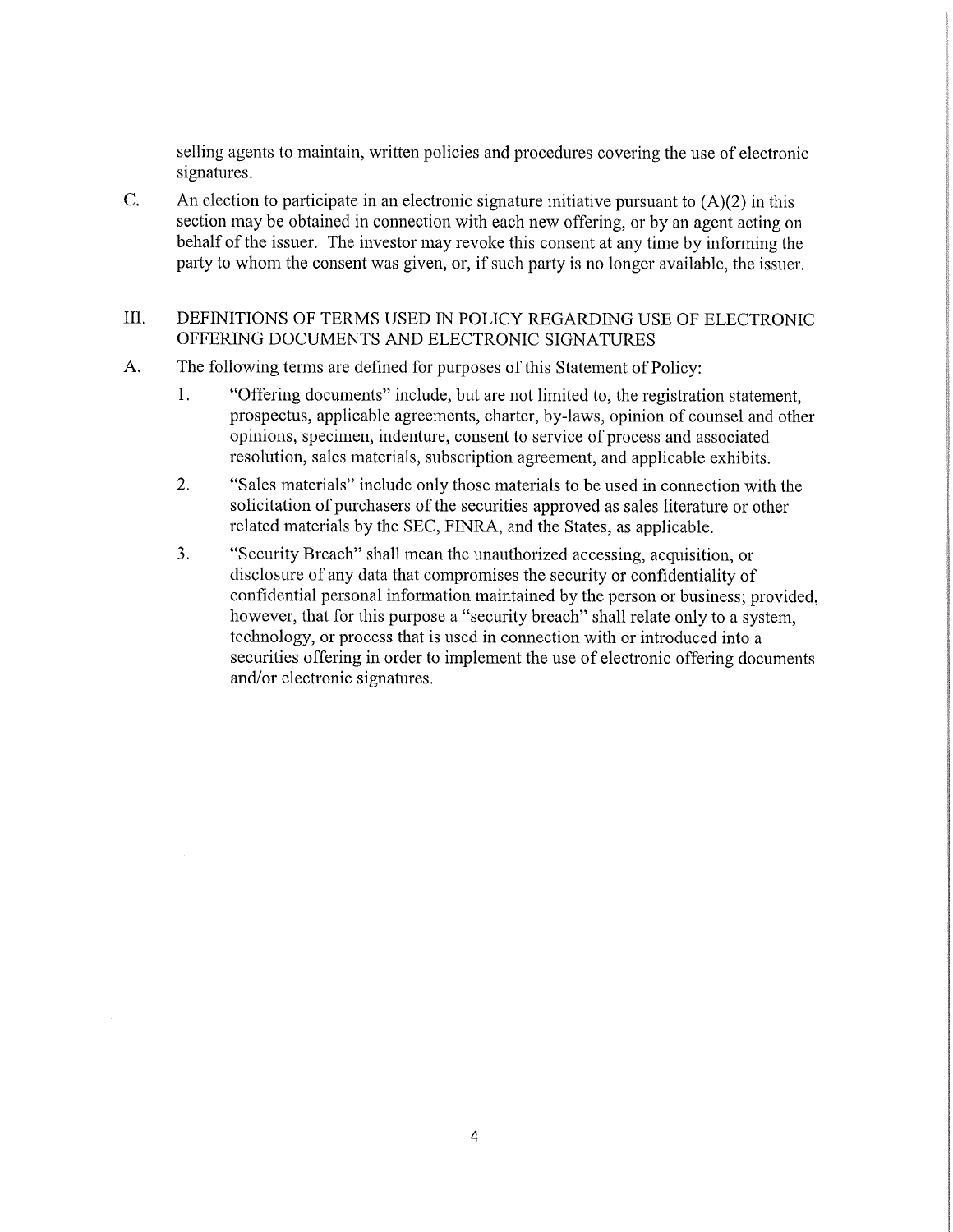selling agents to maintain, written policies and procedures covering the use of electronic signatures.

C. An election to participate in an electronic signature initiative pursuant to (A)(2) in this section may be obtained in connection with each new offering, or by an agent acting on behalf of the issuer. The investor may revoke this consent at any time by informing the party to whom the consent was given, or, if such party is no longer available, the issuer.

## III. DEFINITIONS OF TERMS USED IN POLICY REGARDING USE OF ELECTRONIC OFFERING DOCUMENTS AND ELECTRONIC SIGNATURES

A. The following terms are defined for purposes of this Statement of Policy:

1. "Offering documents" include, but are not limited to, the registration statement, prospectus, applicable agreements, charter, by-laws, opinion of counsel and other opinions, specimen, indenture, consent to service of process and associated resolution, sales materials, subscription agreement, and applicable exhibits.
2. "Sales materials" include only those materials to be used in connection with the solicitation of purchasers of the securities approved as sales literature or other related materials by the SEC, FINRA, and the States, as applicable.
3. "Security Breach" shall mean the unauthorized accessing, acquisition, or disclosure of any data that compromises the security or confidentiality of confidential personal information maintained by the person or business; provided, however, that for this purpose a "security breach" shall relate only to a system, technology, or process that is used in connection with or introduced into a securities offering in order to implement the use of electronic offering documents and/or electronic signatures.